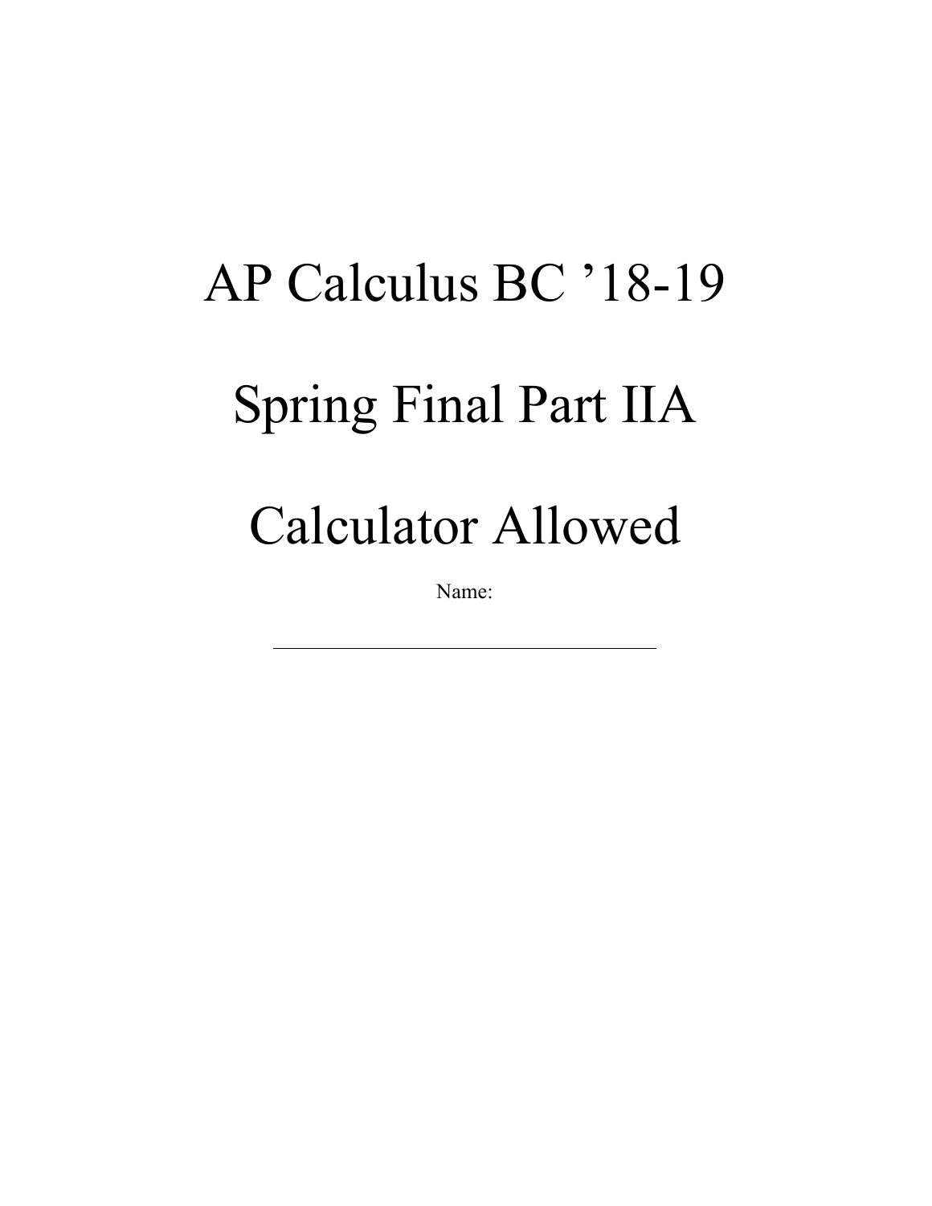# AP Calculus BC '18-19

# Spring Final Part IIA

# Calculator Allowed

Name:

______________________________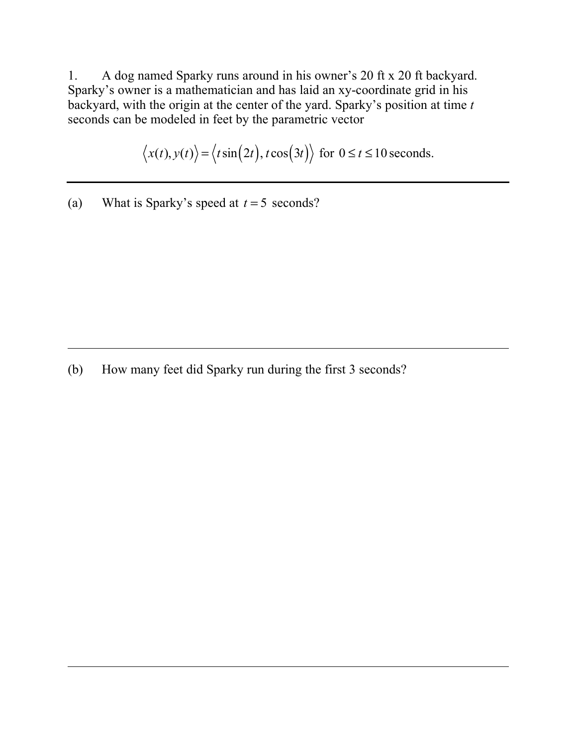1. A dog named Sparky runs around in his owner's 20 ft x 20 ft backyard. Sparky's owner is a mathematician and has laid an xy-coordinate grid in his backyard, with the origin at the center of the yard. Sparky's position at time $t$ seconds can be modeled in feet by the parametric vector

$$\langle x(t), y(t)\rangle = \langle t\sin(2t), t\cos(3t)\rangle \text{ for } 0 \le t \le 10 \text{ seconds.}$$

---

(a) What is Sparky's speed at $t = 5$ seconds?

---

(b) How many feet did Sparky run during the first 3 seconds?

---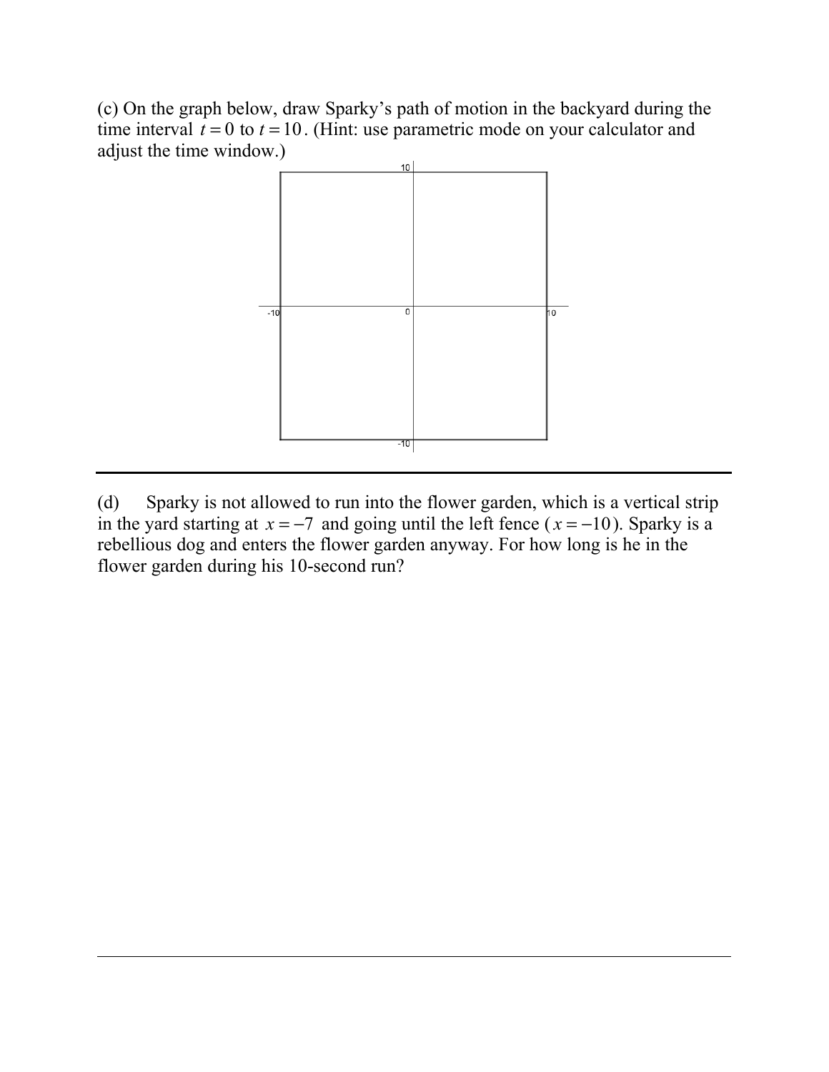(c) On the graph below, draw Sparky's path of motion in the backyard during the time interval $t = 0$ to $t = 10$. (Hint: use parametric mode on your calculator and adjust the time window.)

10

-10

0

10

-10

---

(d) Sparky is not allowed to run into the flower garden, which is a vertical strip in the yard starting at $x = -7$ and going until the left fence ($x = -10$). Sparky is a rebellious dog and enters the flower garden anyway. For how long is he in the flower garden during his 10-second run?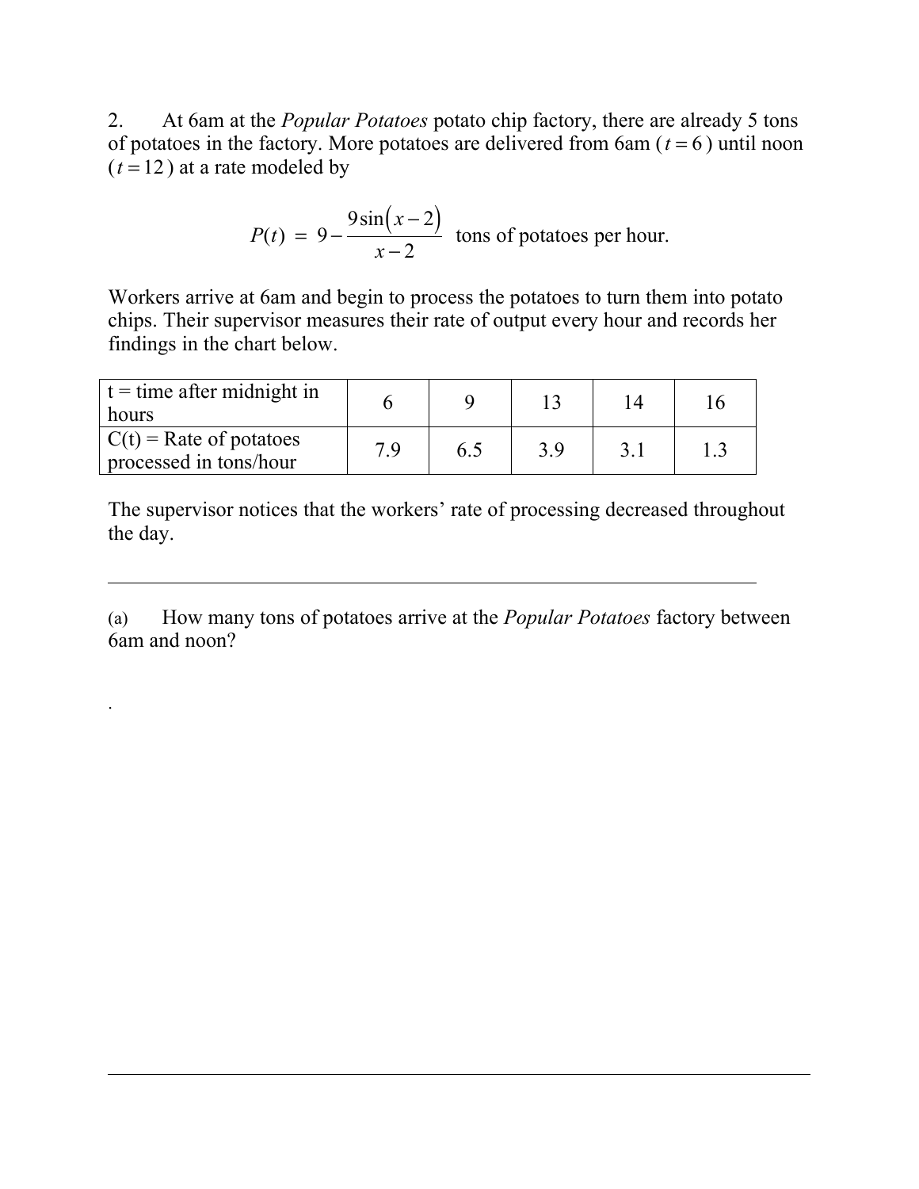2. At 6am at the *Popular Potatoes* potato chip factory, there are already 5 tons of potatoes in the factory. More potatoes are delivered from 6am ($t = 6$) until noon ($t = 12$) at a rate modeled by

$$P(t) = 9 - \frac{9\sin(x-2)}{x-2} \text{ tons of potatoes per hour.}$$

Workers arrive at 6am and begin to process the potatoes to turn them into potato chips. Their supervisor measures their rate of output every hour and records her findings in the chart below.

| | | | | | |
|---|---|---|---|---|---|
| t = time after midnight in hours | 6 | 9 | 13 | 14 | 16 |
| C(t) = Rate of potatoes processed in tons/hour | 7.9 | 6.5 | 3.9 | 3.1 | 1.3 |

The supervisor notices that the workers' rate of processing decreased throughout the day.

---

(a) How many tons of potatoes arrive at the *Popular Potatoes* factory between 6am and noon?

.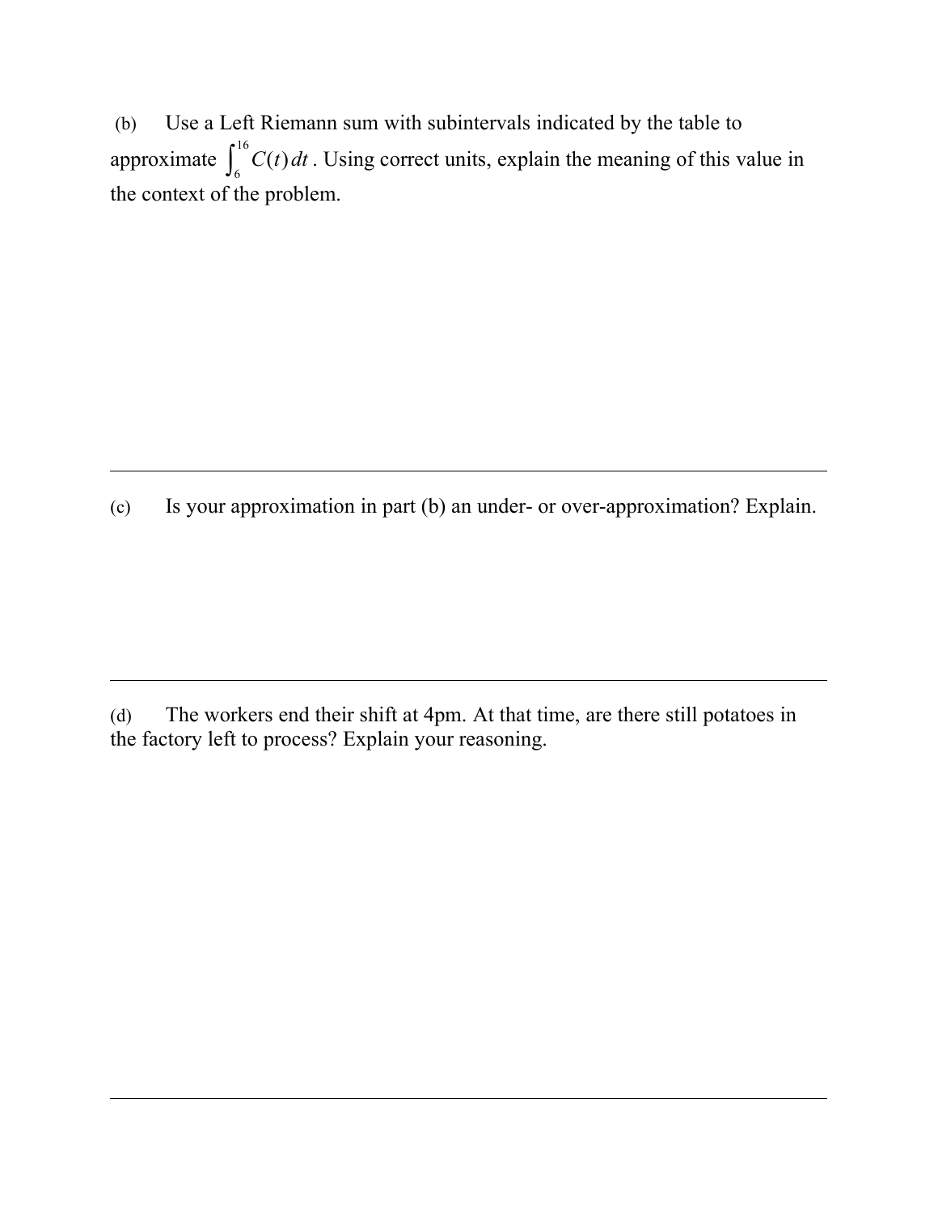(b) Use a Left Riemann sum with subintervals indicated by the table to approximate $\int_6^{16} C(t)\,dt$. Using correct units, explain the meaning of this value in the context of the problem.

---

(c) Is your approximation in part (b) an under- or over-approximation? Explain.

---

(d) The workers end their shift at 4pm. At that time, are there still potatoes in the factory left to process? Explain your reasoning.

---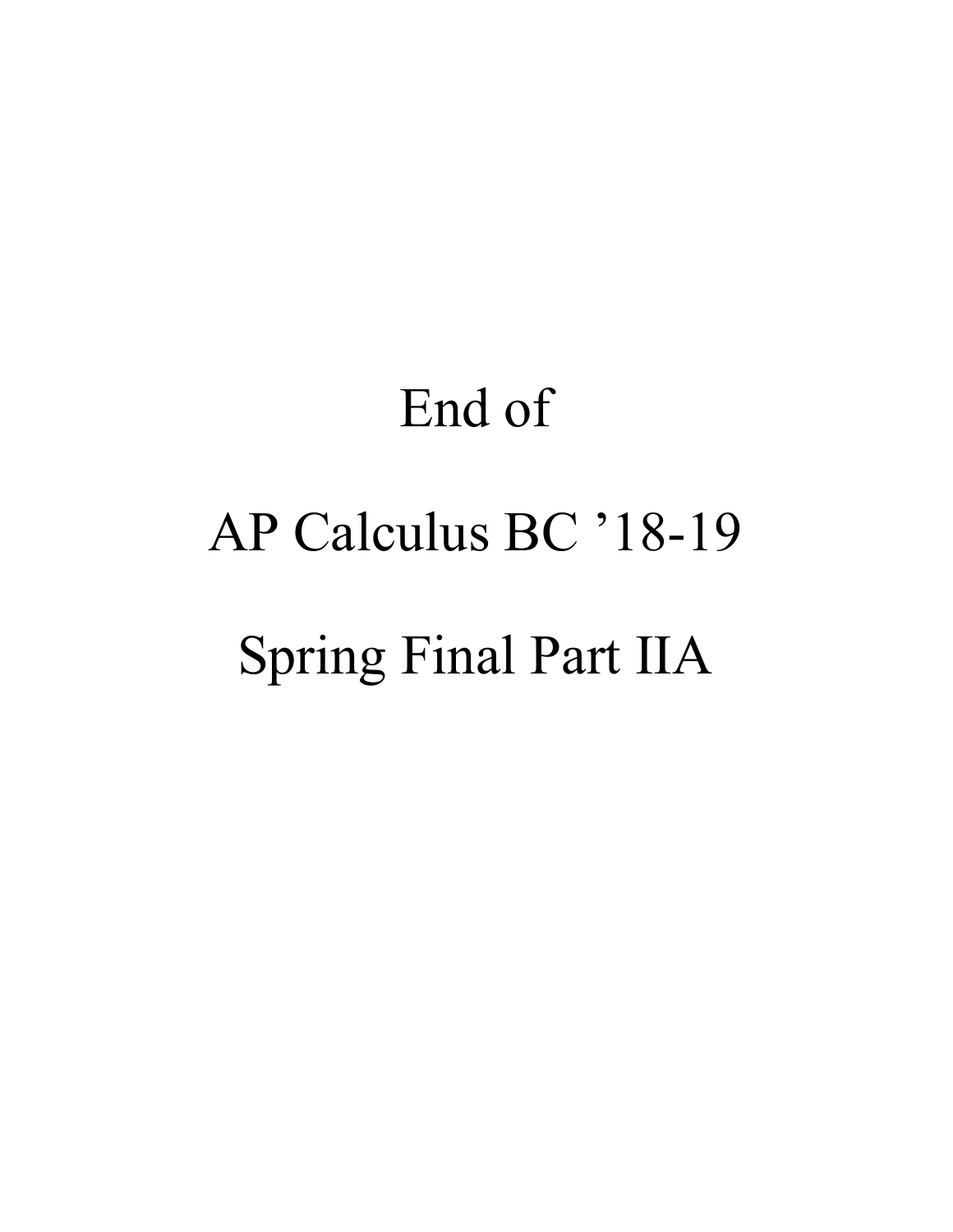End of

AP Calculus BC ’18-19

Spring Final Part IIA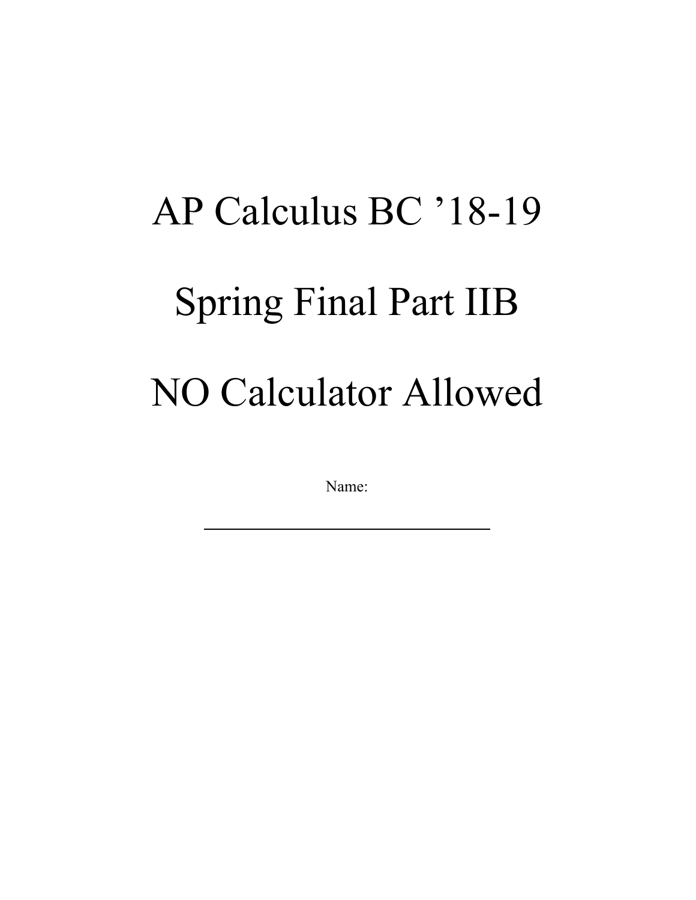# AP Calculus BC ’18-19

# Spring Final Part IIB

# NO Calculator Allowed

Name:

\_\_\_\_\_\_\_\_\_\_\_\_\_\_\_\_\_\_\_\_\_\_\_\_\_\_\_\_\_\_\_\_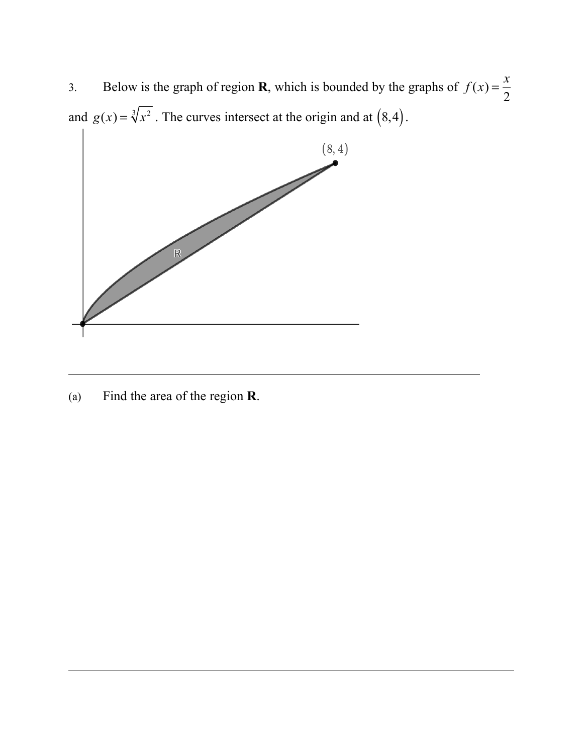3. Below is the graph of region **R**, which is bounded by the graphs of $f(x) = \frac{x}{2}$ and $g(x) = \sqrt[3]{x^2}$. The curves intersect at the origin and at $(8,4)$.

(8, 4)

R

(a) Find the area of the region **R**.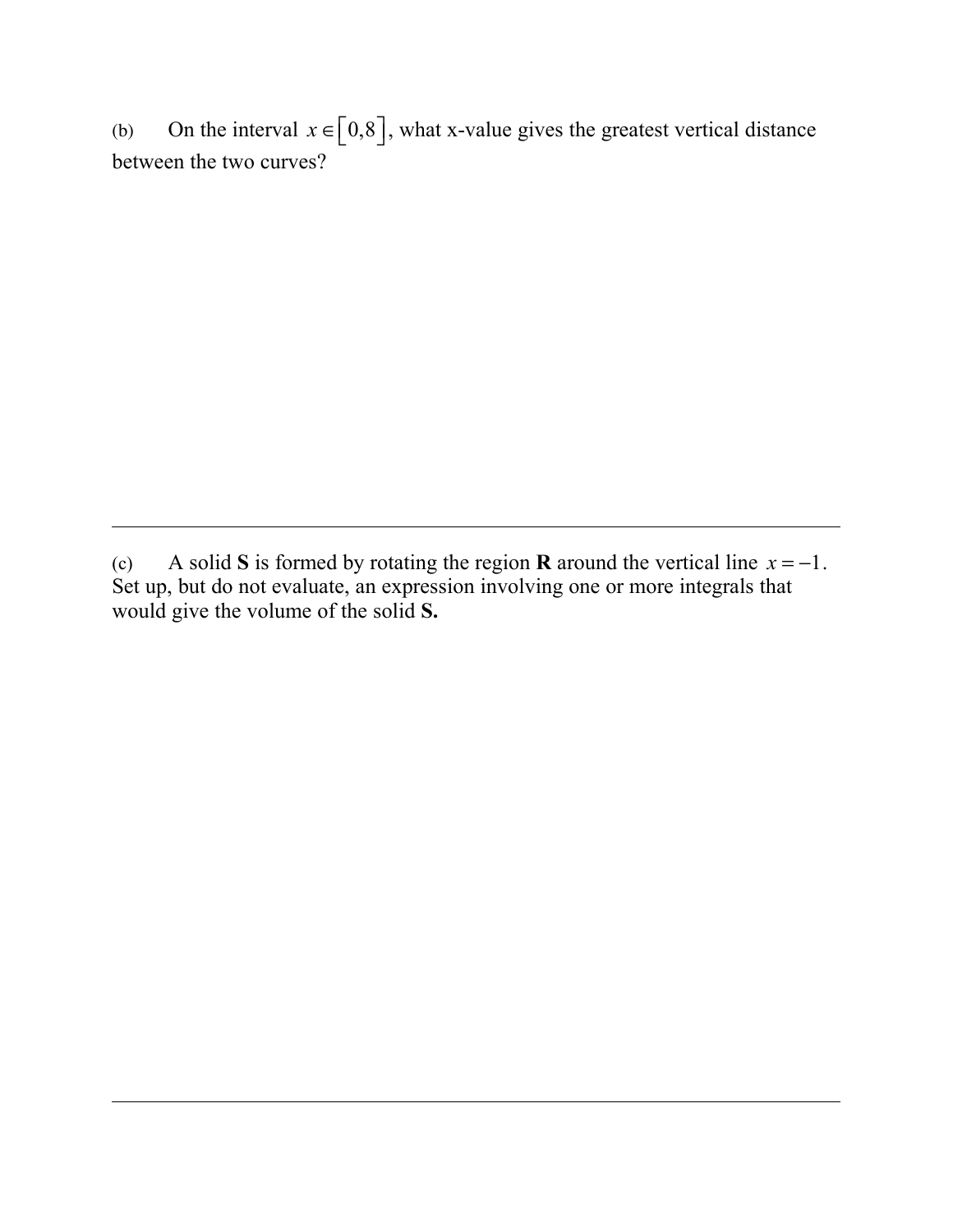(b) On the interval $x \in [0,8]$, what x-value gives the greatest vertical distance between the two curves?

---

(c) A solid **S** is formed by rotating the region **R** around the vertical line $x = -1$. Set up, but do not evaluate, an expression involving one or more integrals that would give the volume of the solid **S.**

---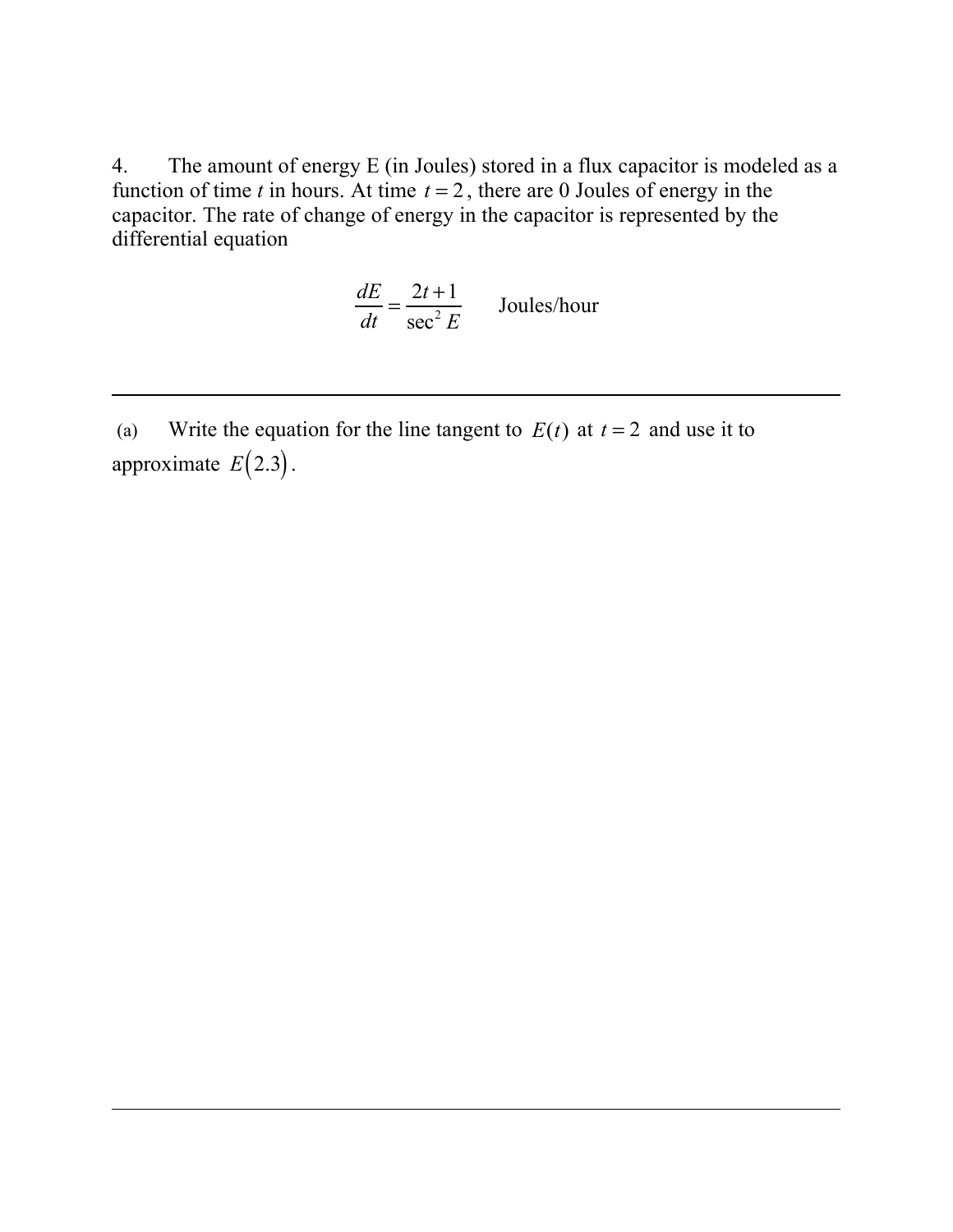4. The amount of energy E (in Joules) stored in a flux capacitor is modeled as a function of time $t$ in hours. At time $t = 2$, there are 0 Joules of energy in the capacitor. The rate of change of energy in the capacitor is represented by the differential equation

$$\frac{dE}{dt} = \frac{2t+1}{\sec^2 E} \qquad \text{Joules/hour}$$

---

(a) Write the equation for the line tangent to $E(t)$ at $t = 2$ and use it to approximate $E(2.3)$.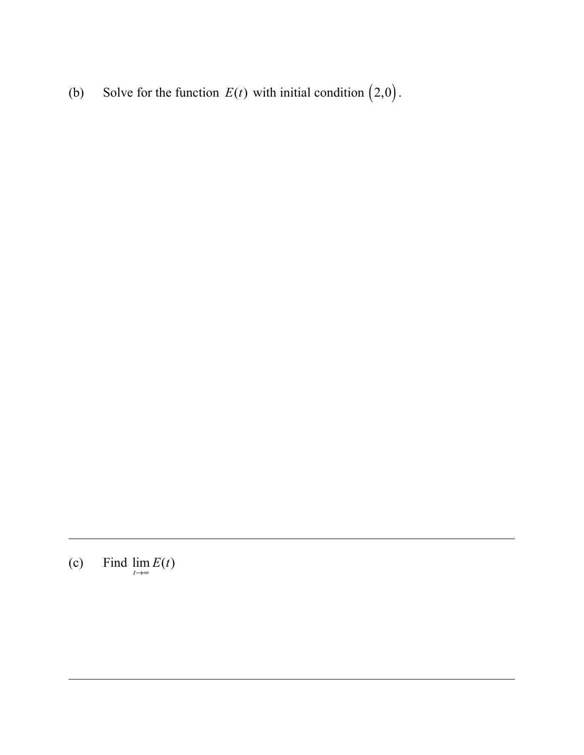(b) Solve for the function $E(t)$ with initial condition $(2,0)$.

---

(c) Find $\lim_{t \to \infty} E(t)$

---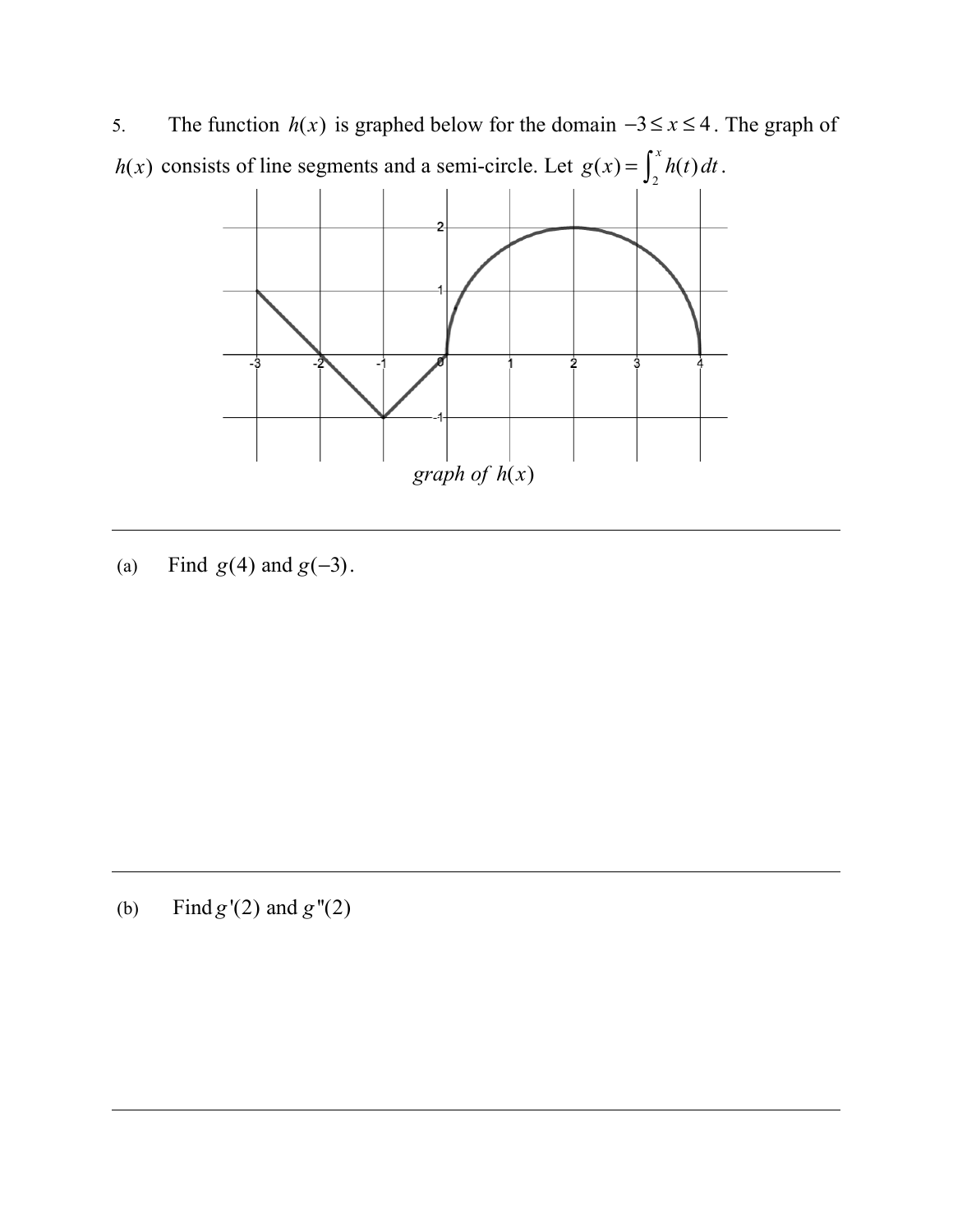5. The function $h(x)$ is graphed below for the domain $-3 \le x \le 4$. The graph of $h(x)$ consists of line segments and a semi-circle. Let $g(x) = \int_2^x h(t)\,dt$.

2
1
-1
-3
-2
-1
0
1
2
3
4

*graph of* $h(x)$

---

(a) Find $g(4)$ and $g(-3)$.

---

(b) Find $g'(2)$ and $g''(2)$

---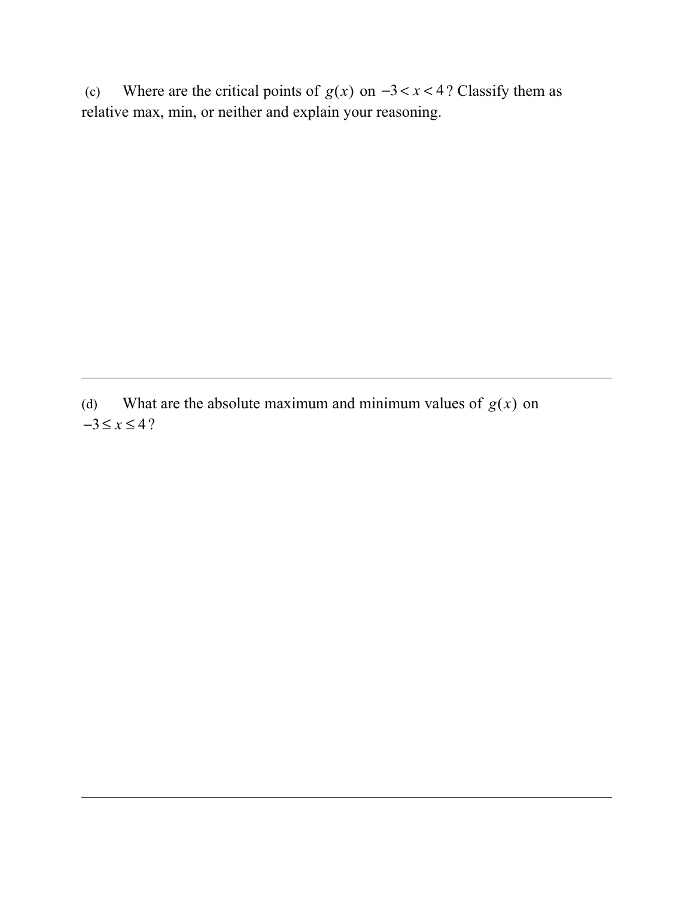(c) Where are the critical points of $g(x)$ on $-3 < x < 4$? Classify them as relative max, min, or neither and explain your reasoning.

---

(d) What are the absolute maximum and minimum values of $g(x)$ on $-3 \le x \le 4$?

---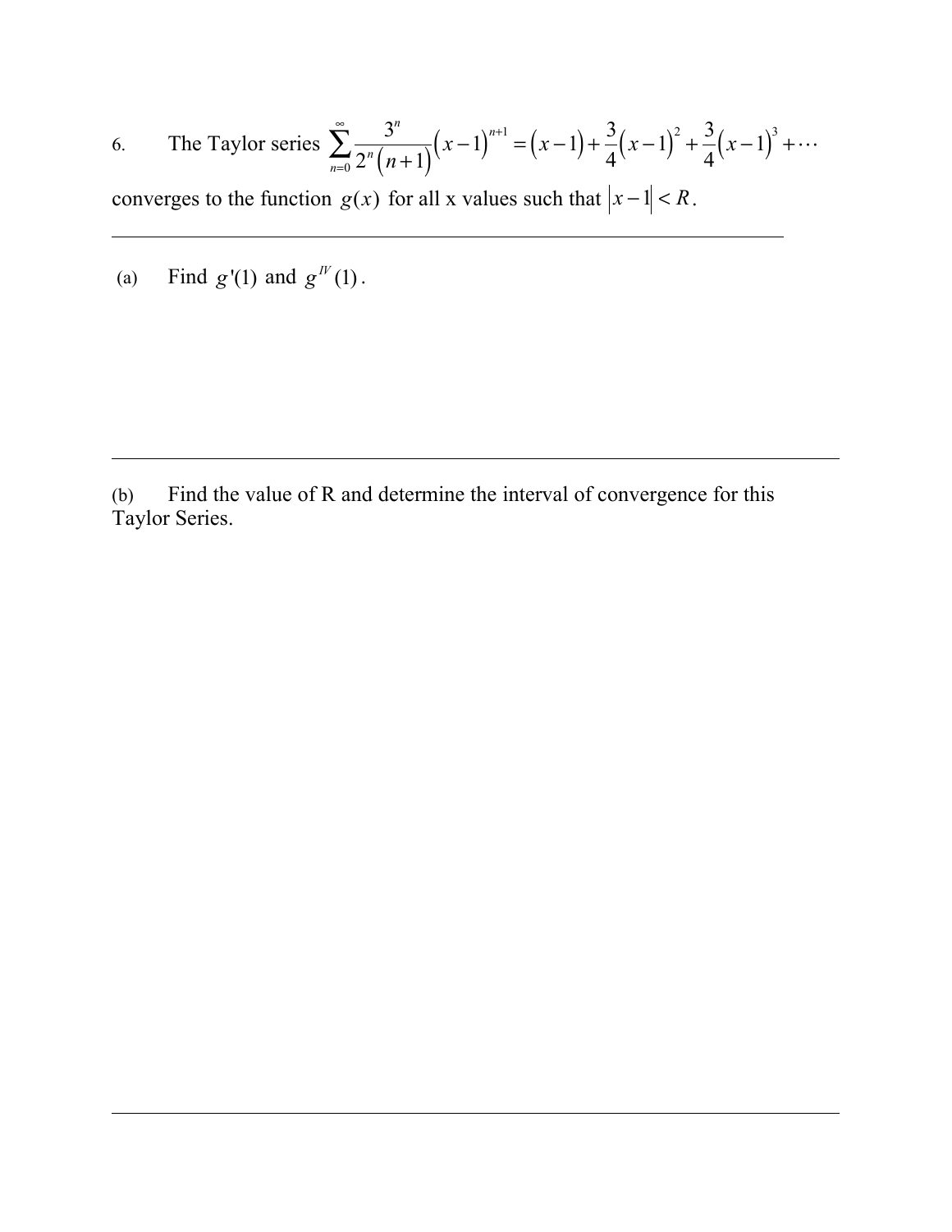6. The Taylor series $\sum_{n=0}^{\infty} \frac{3^n}{2^n(n+1)}(x-1)^{n+1} = (x-1) + \frac{3}{4}(x-1)^2 + \frac{3}{4}(x-1)^3 + \cdots$ converges to the function $g(x)$ for all x values such that $|x-1| < R$.

---

(a) Find $g'(1)$ and $g^{IV}(1)$.

---

(b) Find the value of R and determine the interval of convergence for this Taylor Series.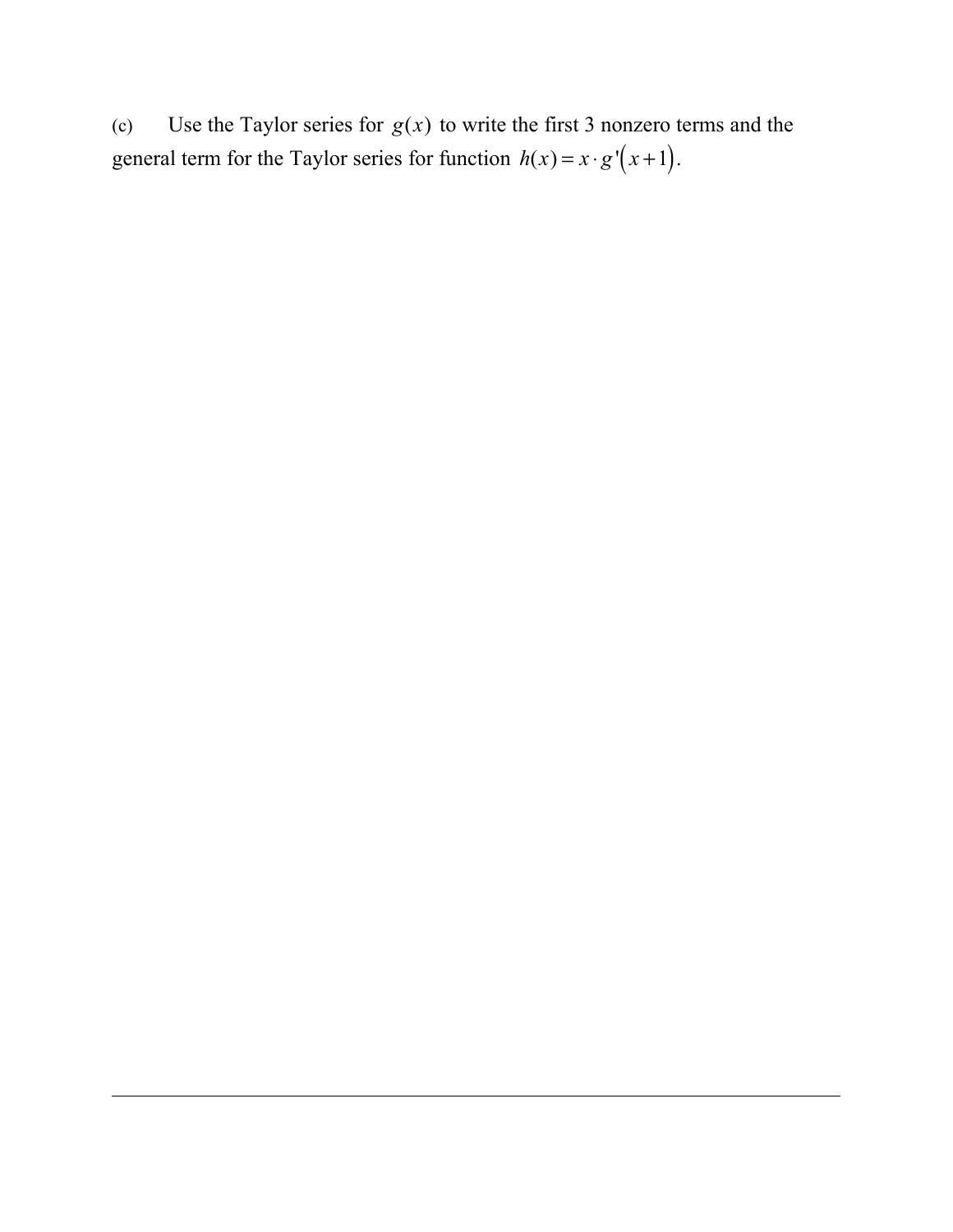(c) Use the Taylor series for $g(x)$ to write the first 3 nonzero terms and the general term for the Taylor series for function $h(x) = x \cdot g'(x+1)$.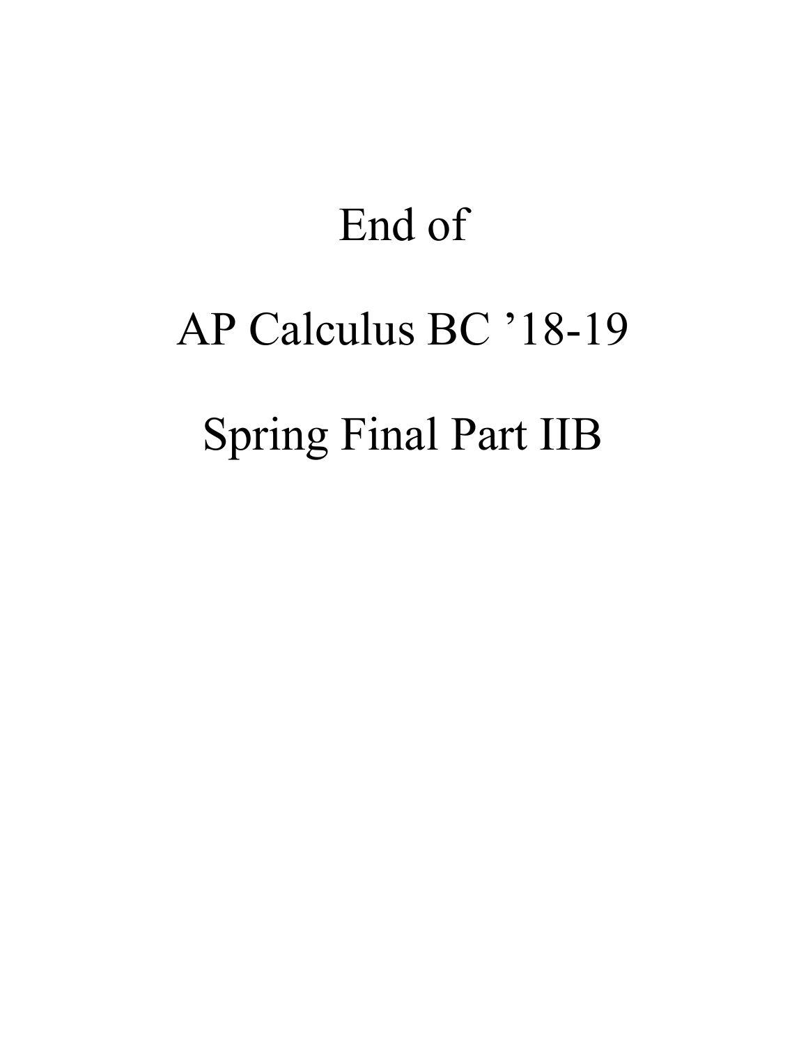# End of

# AP Calculus BC ’18-19

# Spring Final Part IIB